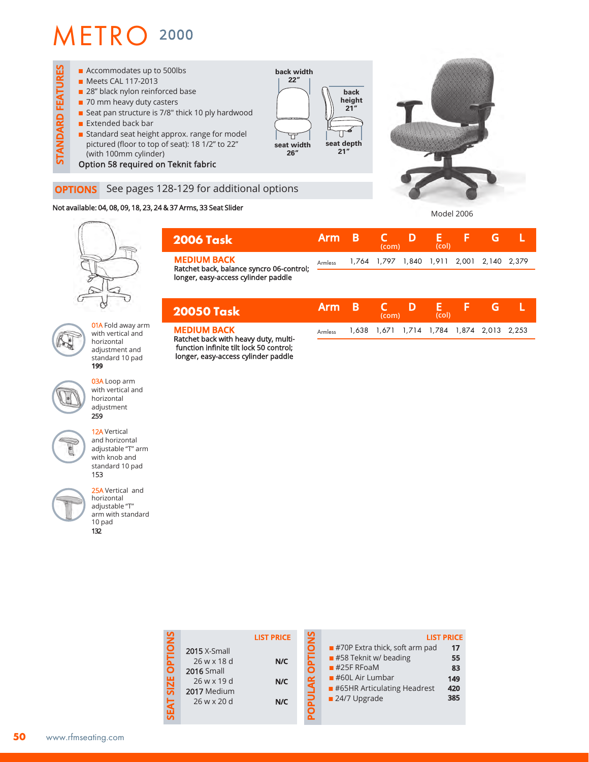# METRO 2000

## STANDARD FEATURES

- Accommodates up to 500lbs
- Meets CAL 117-2013
- 28" black nylon reinforced base
- 70 mm heavy duty casters
- Seat pan structure is 7/8" thick 10 ply hardwood
- Extended back bar
- Standard seat height approx. range for model pictured (floor to top of seat): 18 1/2" to 22" (with 100mm cylinder)

Option 58 required on Teknit fabric

back width 22"
back height 21"
seat width 26"
seat depth 21"

Model 2006

## OPTIONS

See pages 128-129 for additional options

Not available: 04, 08, 09, 18, 23, 24 & 37 Arms, 33 Seat Slider

01A Fold away arm with vertical and horizontal adjustment and standard 10 pad
**199**

03A Loop arm with vertical and horizontal adjustment
**259**

12A Vertical and horizontal adjustable "T" arm with knob and standard 10 pad
153

25A Vertical and horizontal adjustable "T" arm with standard 10 pad
**132**

| 2006 Task | Arm | B | C (com) | D | E (col) | F | G | L |
|---|---|---|---|---|---|---|---|---|
| **MEDIUM BACK** Ratchet back, balance syncro 06-control; longer, easy-access cylinder paddle | Armless | 1,764 | 1,797 | 1,840 | 1,911 | 2,001 | 2,140 | 2,379 |

| 20050 Task | Arm | B | C (com) | D | E (col) | F | G | L |
|---|---|---|---|---|---|---|---|---|
| **MEDIUM BACK** Ratchet back with heavy duty, multi-function infinite tilt lock 50 control; longer, easy-access cylinder paddle | Armless | 1,638 | 1,671 | 1,714 | 1,784 | 1,874 | 2,013 | 2,253 |

## SEAT SIZE OPTIONS

| | LIST PRICE |
|---|---|
| 2015 X-Small 26 w x 18 d | N/C |
| 2016 Small 26 w x 19 d | N/C |
| 2017 Medium 26 w x 20 d | N/C |

## POPULAR OPTIONS

| | LIST PRICE |
|---|---|
| #70P Extra thick, soft arm pad | 17 |
| #58 Teknit w/ beading | 55 |
| #25F RFoaM | 83 |
| #60L Air Lumbar | 149 |
| #65HR Articulating Headrest | 420 |
| 24/7 Upgrade | 385 |

www.rfmseating.com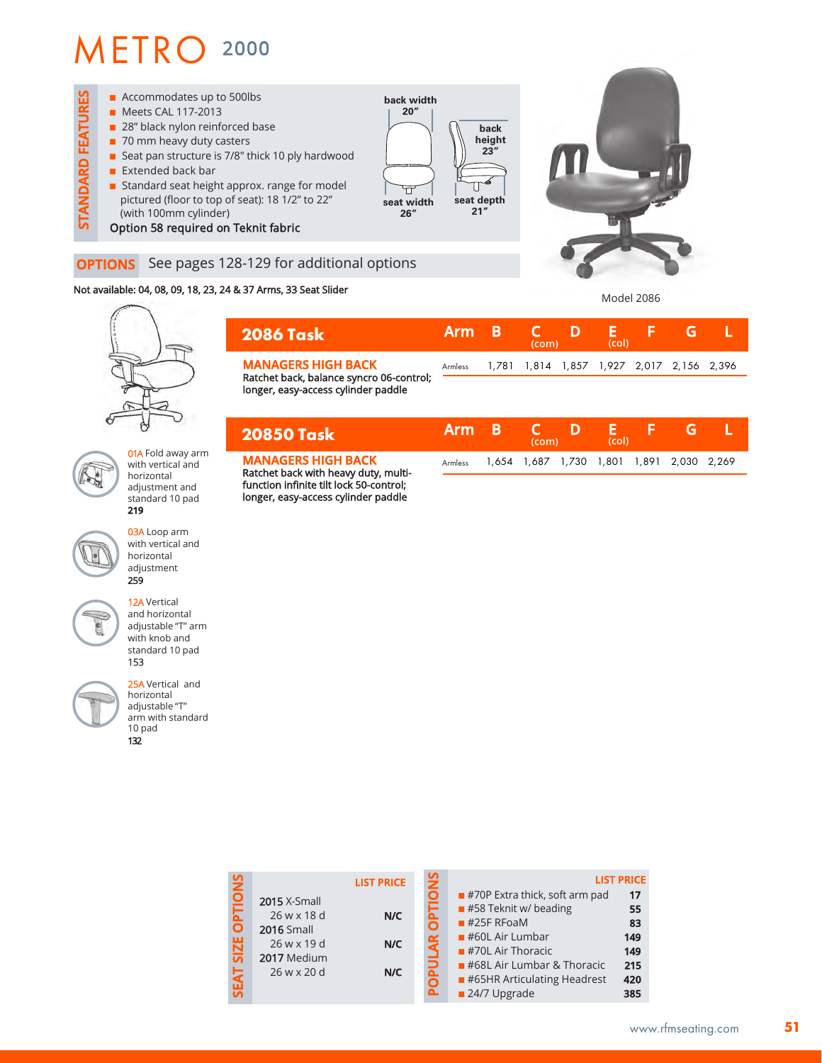# METRO 2000

## STANDARD FEATURES

- Accommodates up to 500lbs
- Meets CAL 117-2013
- 28" black nylon reinforced base
- 70 mm heavy duty casters
- Seat pan structure is 7/8" thick 10 ply hardwood
- Extended back bar
- Standard seat height approx. range for model pictured (floor to top of seat): 18 1/2" to 22" (with 100mm cylinder)

Option 58 required on Teknit fabric

back width 20"
back height 23"
seat width 26"
seat depth 21"

Model 2086

## OPTIONS

See pages 128-129 for additional options

Not available: 04, 08, 09, 18, 23, 24 & 37 Arms, 33 Seat Slider

**01A** Fold away arm with vertical and horizontal adjustment and standard 10 pad
**219**

**03A** Loop arm with vertical and horizontal adjustment
**259**

**12A** Vertical and horizontal adjustable "T" arm with knob and standard 10 pad
**153**

**25A** Vertical and horizontal adjustable "T" arm with standard 10 pad
**132**

| 2086 Task | Arm | B | C (com) | D | E (col) | F | G | L |
|---|---|---|---|---|---|---|---|---|
| **MANAGERS HIGH BACK** Ratchet back, balance syncro 06-control; longer, easy-access cylinder paddle | Armless | 1,781 | 1,814 | 1,857 | 1,927 | 2,017 | 2,156 | 2,396 |

| 20850 Task | Arm | B | C (com) | D | E (col) | F | G | L |
|---|---|---|---|---|---|---|---|---|
| **MANAGERS HIGH BACK** Ratchet back with heavy duty, multi-function infinite tilt lock 50-control; longer, easy-access cylinder paddle | Armless | 1,654 | 1,687 | 1,730 | 1,801 | 1,891 | 2,030 | 2,269 |

## SEAT SIZE OPTIONS

| | LIST PRICE |
|---|---|
| **2015** X-Small 26 w x 18 d | N/C |
| **2016** Small 26 w x 19 d | N/C |
| **2017** Medium 26 w x 20 d | N/C |

## POPULAR OPTIONS

| | LIST PRICE |
|---|---|
| #70P Extra thick, soft arm pad | 17 |
| #58 Teknit w/ beading | 55 |
| #25F RFoaM | 83 |
| #60L Air Lumbar | 149 |
| #70L Air Thoracic | 149 |
| #68L Air Lumbar & Thoracic | 215 |
| #65HR Articulating Headrest | 420 |
| 24/7 Upgrade | 385 |

www.rfmseating.com